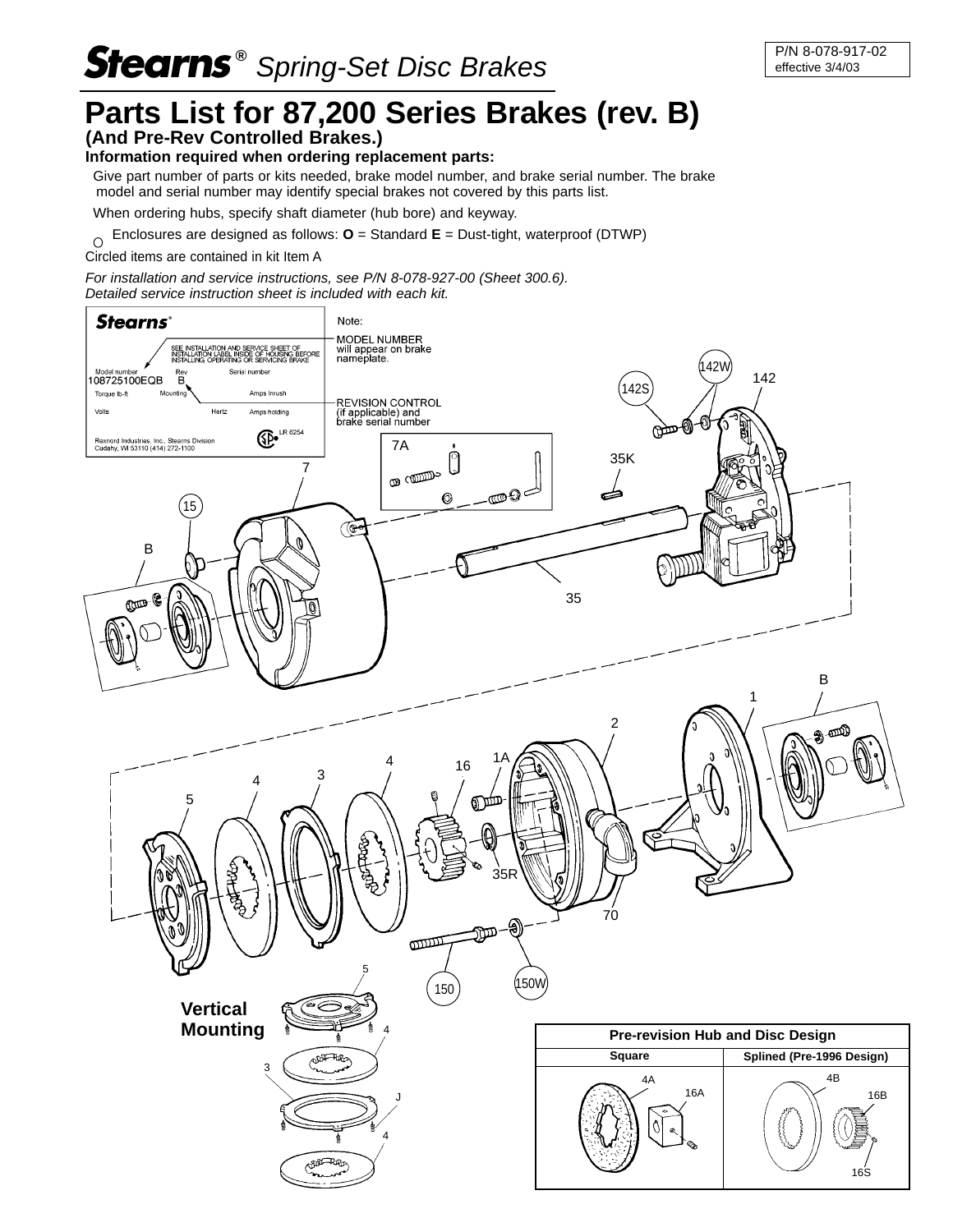# Stearns® Spring-Set Disc Brakes

P/N 8-078-917-02
effective 3/4/03

# Parts List for 87,200 Series Brakes (rev. B)

## (And Pre-Rev Controlled Brakes.)

**Information required when ordering replacement parts:**

Give part number of parts or kits needed, brake model number, and brake serial number. The brake model and serial number may identify special brakes not covered by this parts list.

When ordering hubs, specify shaft diameter (hub bore) and keyway.

Enclosures are designed as follows: **O** = Standard **E** = Dust-tight, waterproof (DTWP)

○ Circled items are contained in kit Item A

*For installation and service instructions, see P/N 8-078-927-00 (Sheet 300.6).*
*Detailed service instruction sheet is included with each kit.*

Note:
MODEL NUMBER will appear on brake nameplate.

REVISION CONTROL (if applicable) and brake serial number

Stearns®
SEE INSTALLATION AND SERVICE SHEET OF INSTALLATION LABEL INSIDE OF HOUSING BEFORE INSTALLING, OPERATING OR SERVICING BRAKE
Model number: 108725100EQB | Rev: B | Serial number
Torque lb-ft | Mounting | Amps Inrush
Volts | Hertz | Amps holding
LR 6254
Rexnord Industries, Inc., Stearns Division
Cudahy, WI 53110 (414) 272-1100

Vertical Mounting

**Pre-revision Hub and Disc Design**

| Square | Splined (Pre-1996 Design) |
| --- | --- |
| 4A, 16A | 4B, 16B, 16S |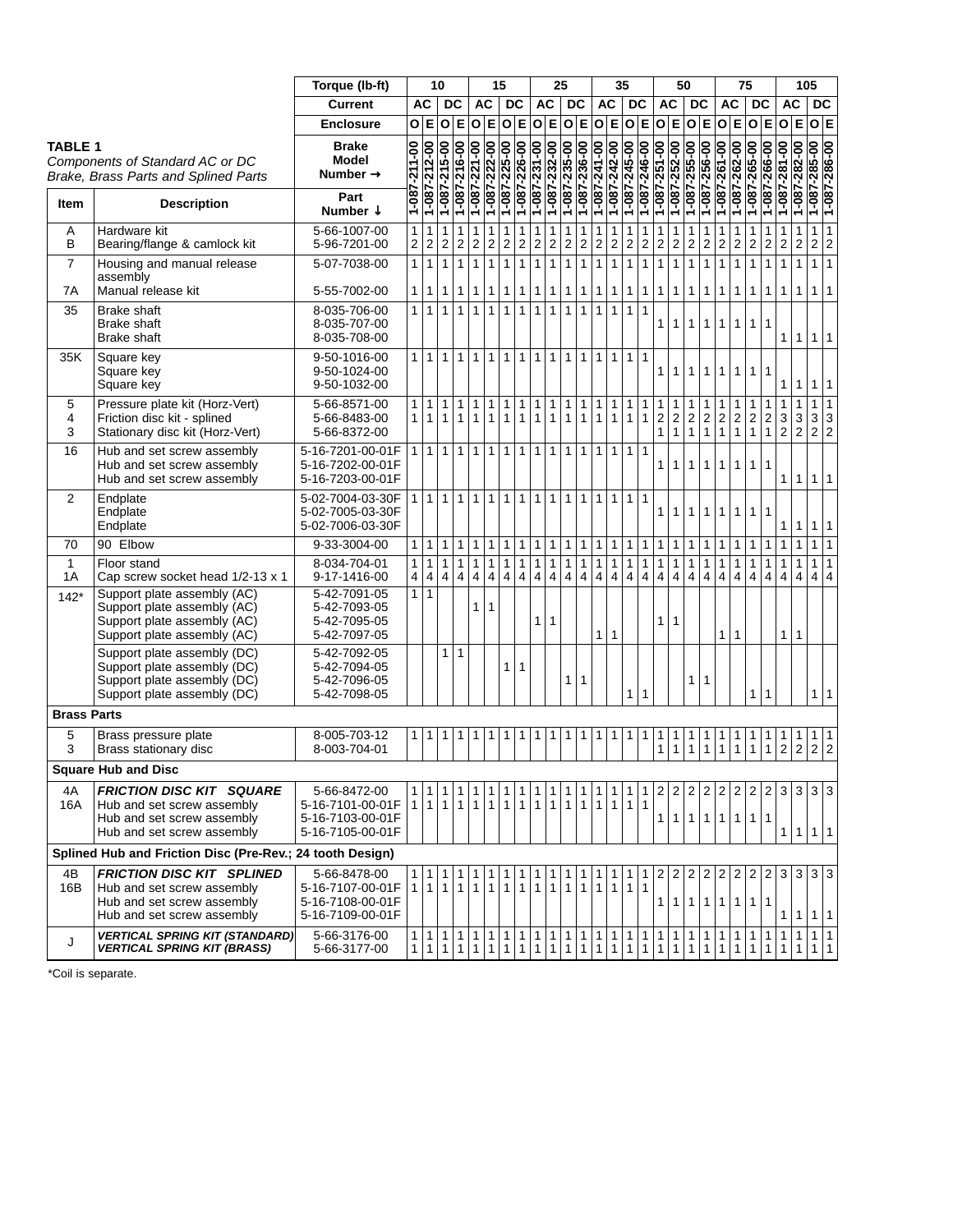**TABLE 1**

*Components of Standard AC or DC Brake, Brass Parts and Splined Parts*

| Item | Description | Torque (lb-ft) | 10 | | | | 15 | | | | 25 | | | | 35 | | | | 50 | | | | 75 | | | | 105 | | | |
|---|---|---|---|---|---|---|---|---|---|---|---|---|---|---|---|---|---|---|---|---|---|---|---|---|---|---|---|---|---|---|
| | | **Current** | AC | | DC | | AC | | DC | | AC | | DC | | AC | | DC | | AC | | DC | | AC | | DC | | AC | | DC | |
| | | **Enclosure** | O | E | O | E | O | E | O | E | O | E | O | E | O | E | O | E | O | E | O | E | O | E | O | E | O | E | O | E |
| | | **Brake Model Number →** | 1-087-211-00 | 1-087-212-00 | 1-087-215-00 | 1-087-216-00 | 1-087-221-00 | 1-087-222-00 | 1-087-225-00 | 1-087-226-00 | 1-087-231-00 | 1-087-232-00 | 1-087-235-00 | 1-087-236-00 | 1-087-241-00 | 1-087-242-00 | 1-087-245-00 | 1-087-246-00 | 1-087-251-00 | 1-087-252-00 | 1-087-255-00 | 1-087-256-00 | 1-087-261-00 | 1-087-262-00 | 1-087-265-00 | 1-087-266-00 | 1-087-281-00 | 1-087-282-00 | 1-087-285-00 | 1-087-286-00 |
| **Item** | **Description** | **Part Number ↓** | | | | | | | | | | | | | | | | | | | | | | | | | | | | |
| A | Hardware kit | 5-66-1007-00 | 1 | 1 | 1 | 1 | 1 | 1 | 1 | 1 | 1 | 1 | 1 | 1 | 1 | 1 | 1 | 1 | 1 | 1 | 1 | 1 | 1 | 1 | 1 | 1 | 1 | 1 | 1 | 1 |
| B | Bearing/flange & camlock kit | 5-96-7201-00 | 2 | 2 | 2 | 2 | 2 | 2 | 2 | 2 | 2 | 2 | 2 | 2 | 2 | 2 | 2 | 2 | 2 | 2 | 2 | 2 | 2 | 2 | 2 | 2 | 2 | 2 | 2 | 2 |
| 7 | Housing and manual release assembly | 5-07-7038-00 | 1 | 1 | 1 | 1 | 1 | 1 | 1 | 1 | 1 | 1 | 1 | 1 | 1 | 1 | 1 | 1 | 1 | 1 | 1 | 1 | 1 | 1 | 1 | 1 | 1 | 1 | 1 | 1 |
| 7A | Manual release kit | 5-55-7002-00 | 1 | 1 | 1 | 1 | 1 | 1 | 1 | 1 | 1 | 1 | 1 | 1 | 1 | 1 | 1 | 1 | 1 | 1 | 1 | 1 | 1 | 1 | 1 | 1 | 1 | 1 | 1 | 1 |
| 35 | Brake shaft | 8-035-706-00 | 1 | 1 | 1 | 1 | 1 | 1 | 1 | 1 | 1 | 1 | 1 | 1 | 1 | 1 | 1 | 1 | | | | | | | | | | | | |
| | Brake shaft | 8-035-707-00 | | | | | | | | | | | | | | | | | 1 | 1 | 1 | 1 | 1 | 1 | 1 | 1 | | | | |
| | Brake shaft | 8-035-708-00 | | | | | | | | | | | | | | | | | | | | | | | | | 1 | 1 | 1 | 1 |
| 35K | Square key | 9-50-1016-00 | 1 | 1 | 1 | 1 | 1 | 1 | 1 | 1 | 1 | 1 | 1 | 1 | 1 | 1 | 1 | 1 | | | | | | | | | | | | |
| | Square key | 9-50-1024-00 | | | | | | | | | | | | | | | | | 1 | 1 | 1 | 1 | 1 | 1 | 1 | 1 | | | | |
| | Square key | 9-50-1032-00 | | | | | | | | | | | | | | | | | | | | | | | | | 1 | 1 | 1 | 1 |
| 5 | Pressure plate kit (Horz-Vert) | 5-66-8571-00 | 1 | 1 | 1 | 1 | 1 | 1 | 1 | 1 | 1 | 1 | 1 | 1 | 1 | 1 | 1 | 1 | 1 | 1 | 1 | 1 | 1 | 1 | 1 | 1 | 1 | 1 | 1 | 1 |
| 4 | Friction disc kit - splined | 5-66-8483-00 | 1 | 1 | 1 | 1 | 1 | 1 | 1 | 1 | 1 | 1 | 1 | 1 | 1 | 1 | 1 | 1 | 2 | 2 | 2 | 2 | 2 | 2 | 2 | 2 | 3 | 3 | 3 | 3 |
| 3 | Stationary disc kit (Horz-Vert) | 5-66-8372-00 | | | | | | | | | | | | | | | | | 1 | 1 | 1 | 1 | 1 | 1 | 1 | 1 | 2 | 2 | 2 | 2 |
| 16 | Hub and set screw assembly | 5-16-7201-00-01F | 1 | 1 | 1 | 1 | 1 | 1 | 1 | 1 | 1 | 1 | 1 | 1 | 1 | 1 | 1 | 1 | | | | | | | | | | | | |
| | Hub and set screw assembly | 5-16-7202-00-01F | | | | | | | | | | | | | | | | | 1 | 1 | 1 | 1 | 1 | 1 | 1 | 1 | | | | |
| | Hub and set screw assembly | 5-16-7203-00-01F | | | | | | | | | | | | | | | | | | | | | | | | | 1 | 1 | 1 | 1 |
| 2 | Endplate | 5-02-7004-03-30F | 1 | 1 | 1 | 1 | 1 | 1 | 1 | 1 | 1 | 1 | 1 | 1 | 1 | 1 | 1 | 1 | | | | | | | | | | | | |
| | Endplate | 5-02-7005-03-30F | | | | | | | | | | | | | | | | | 1 | 1 | 1 | 1 | 1 | 1 | 1 | 1 | | | | |
| | Endplate | 5-02-7006-03-30F | | | | | | | | | | | | | | | | | | | | | | | | | 1 | 1 | 1 | 1 |
| 70 | 90 Elbow | 9-33-3004-00 | 1 | 1 | 1 | 1 | 1 | 1 | 1 | 1 | 1 | 1 | 1 | 1 | 1 | 1 | 1 | 1 | 1 | 1 | 1 | 1 | 1 | 1 | 1 | 1 | 1 | 1 | 1 | 1 |
| 1 | Floor stand | 8-034-704-01 | 1 | 1 | 1 | 1 | 1 | 1 | 1 | 1 | 1 | 1 | 1 | 1 | 1 | 1 | 1 | 1 | 1 | 1 | 1 | 1 | 1 | 1 | 1 | 1 | 1 | 1 | 1 | 1 |
| 1A | Cap screw socket head 1/2-13 x 1 | 9-17-1416-00 | 4 | 4 | 4 | 4 | 4 | 4 | 4 | 4 | 4 | 4 | 4 | 4 | 4 | 4 | 4 | 4 | 4 | 4 | 4 | 4 | 4 | 4 | 4 | 4 | 4 | 4 | 4 | 4 |
| 142* | Support plate assembly (AC) | 5-42-7091-05 | 1 | 1 | | | | | | | | | | | | | | | | | | | | | | | | | | |
| | Support plate assembly (AC) | 5-42-7093-05 | | | | | 1 | 1 | | | | | | | | | | | | | | | | | | | | | | |
| | Support plate assembly (AC) | 5-42-7095-05 | | | | | | | | | 1 | 1 | | | | | | | 1 | 1 | | | | | | | | | | |
| | Support plate assembly (AC) | 5-42-7097-05 | | | | | | | | | | | | | 1 | 1 | | | | | | | 1 | 1 | | | 1 | 1 | | |
| | Support plate assembly (DC) | 5-42-7092-05 | | | 1 | 1 | | | | | | | | | | | | | | | | | | | | | | | | |
| | Support plate assembly (DC) | 5-42-7094-05 | | | | | | | 1 | 1 | | | | | | | | | | | | | | | | | | | | |
| | Support plate assembly (DC) | 5-42-7096-05 | | | | | | | | | | | 1 | 1 | | | | | | | 1 | 1 | | | | | | | | |
| | Support plate assembly (DC) | 5-42-7098-05 | | | | | | | | | | | | | | | 1 | 1 | | | | | | | 1 | 1 | | | 1 | 1 |
| **Brass Parts** | | | | | | | | | | | | | | | | | | | | | | | | | | | | | | |
| 5 | Brass pressure plate | 8-005-703-12 | 1 | 1 | 1 | 1 | 1 | 1 | 1 | 1 | 1 | 1 | 1 | 1 | 1 | 1 | 1 | 1 | 1 | 1 | 1 | 1 | 1 | 1 | 1 | 1 | 1 | 1 | 1 | 1 |
| 3 | Brass stationary disc | 8-003-704-01 | | | | | | | | | | | | | | | | | 1 | 1 | 1 | 1 | 1 | 1 | 1 | 1 | 2 | 2 | 2 | 2 |
| **Square Hub and Disc** | | | | | | | | | | | | | | | | | | | | | | | | | | | | | | |
| 4A | ***FRICTION DISC KIT SQUARE*** | 5-66-8472-00 | 1 | 1 | 1 | 1 | 1 | 1 | 1 | 1 | 1 | 1 | 1 | 1 | 1 | 1 | 1 | 1 | 2 | 2 | 2 | 2 | 2 | 2 | 2 | 2 | 3 | 3 | 3 | 3 |
| 16A | Hub and set screw assembly | 5-16-7101-00-01F | 1 | 1 | 1 | 1 | 1 | 1 | 1 | 1 | 1 | 1 | 1 | 1 | 1 | 1 | 1 | 1 | | | | | | | | | | | | |
| | Hub and set screw assembly | 5-16-7103-00-01F | | | | | | | | | | | | | | | | | 1 | 1 | 1 | 1 | 1 | 1 | 1 | 1 | | | | |
| | Hub and set screw assembly | 5-16-7105-00-01F | | | | | | | | | | | | | | | | | | | | | | | | | 1 | 1 | 1 | 1 |
| **Splined Hub and Friction Disc (Pre-Rev.; 24 tooth Design)** | | | | | | | | | | | | | | | | | | | | | | | | | | | | | | |
| 4B | ***FRICTION DISC KIT SPLINED*** | 5-66-8478-00 | 1 | 1 | 1 | 1 | 1 | 1 | 1 | 1 | 1 | 1 | 1 | 1 | 1 | 1 | 1 | 1 | 2 | 2 | 2 | 2 | 2 | 2 | 2 | 2 | 3 | 3 | 3 | 3 |
| 16B | Hub and set screw assembly | 5-16-7107-00-01F | 1 | 1 | 1 | 1 | 1 | 1 | 1 | 1 | 1 | 1 | 1 | 1 | 1 | 1 | 1 | 1 | | | | | | | | | | | | |
| | Hub and set screw assembly | 5-16-7108-00-01F | | | | | | | | | | | | | | | | | 1 | 1 | 1 | 1 | 1 | 1 | 1 | 1 | | | | |
| | Hub and set screw assembly | 5-16-7109-00-01F | | | | | | | | | | | | | | | | | | | | | | | | | 1 | 1 | 1 | 1 |
| J | ***VERTICAL SPRING KIT (STANDARD)*** | 5-66-3176-00 | 1 | 1 | 1 | 1 | 1 | 1 | 1 | 1 | 1 | 1 | 1 | 1 | 1 | 1 | 1 | 1 | 1 | 1 | 1 | 1 | 1 | 1 | 1 | 1 | 1 | 1 | 1 | 1 |
| | ***VERTICAL SPRING KIT (BRASS)*** | 5-66-3177-00 | 1 | 1 | 1 | 1 | 1 | 1 | 1 | 1 | 1 | 1 | 1 | 1 | 1 | 1 | 1 | 1 | 1 | 1 | 1 | 1 | 1 | 1 | 1 | 1 | 1 | 1 | 1 | 1 |

*Coil is separate.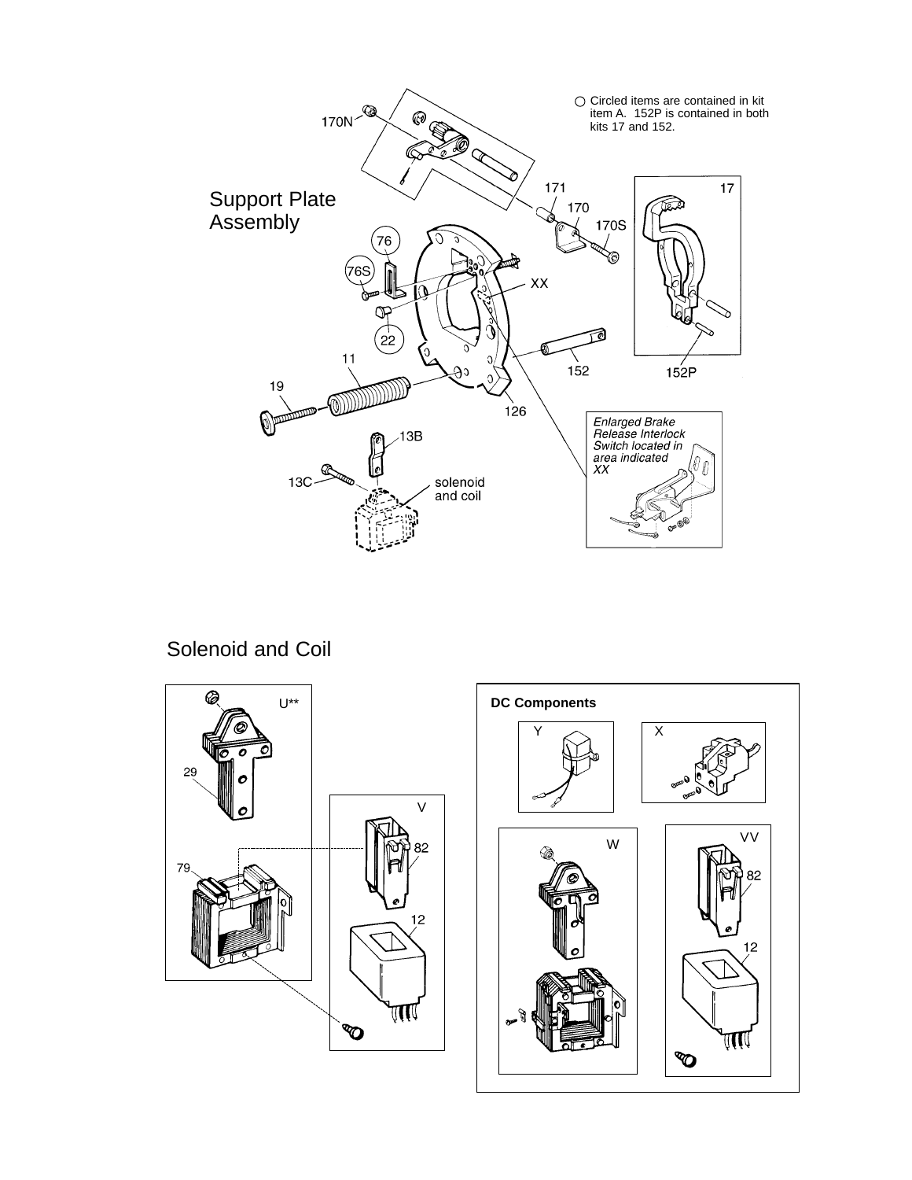○ Circled items are contained in kit item A. 152P is contained in both kits 17 and 152.

## Support Plate Assembly

170N

171

170

170S

17

76

76S

XX

22

11

19

152

152P

126

13B

13C

solenoid and coil

*Enlarged Brake Release Interlock Switch located in area indicated XX*

## Solenoid and Coil

U**

29

79

V

82

12

**DC Components**

Y

X

W

VV

82

12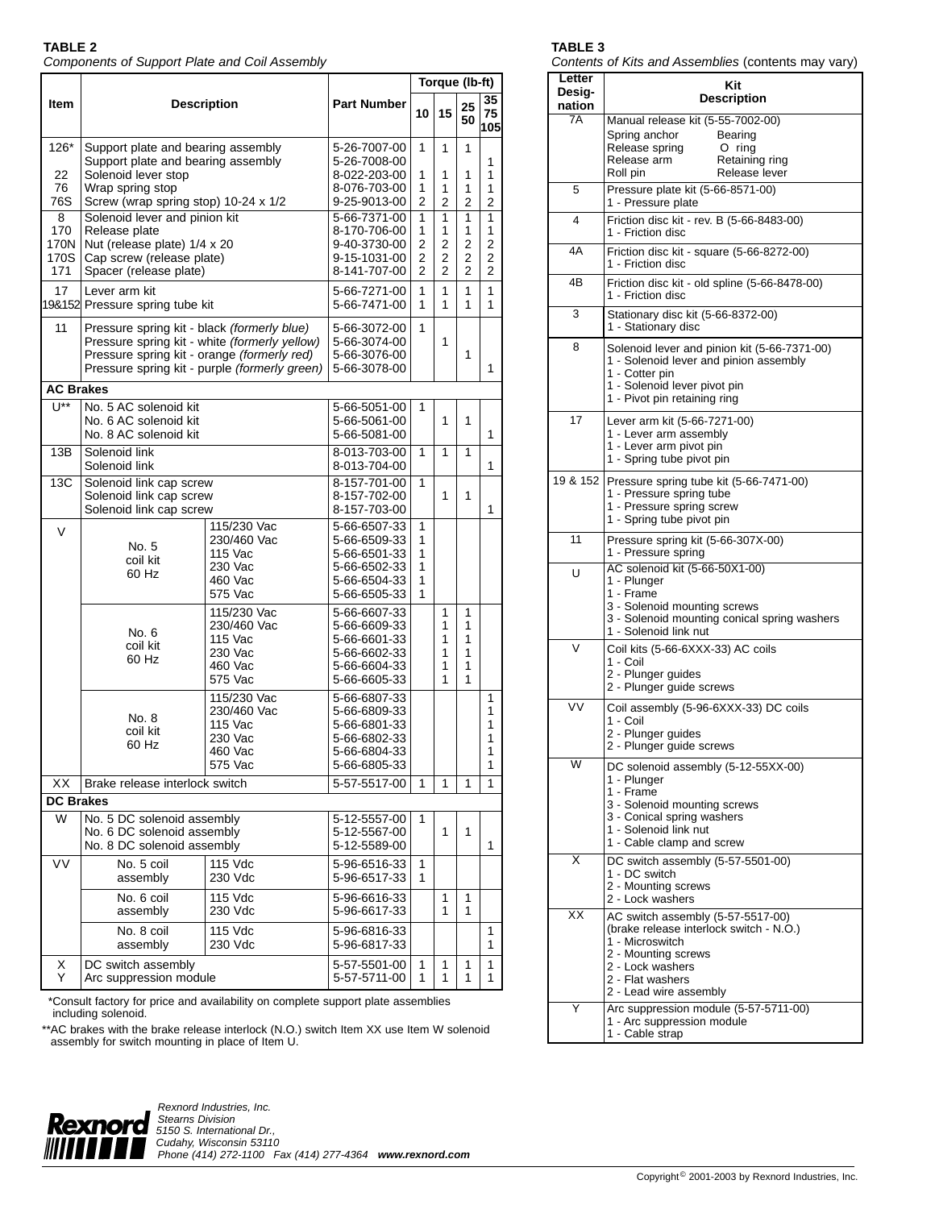**TABLE 2**
*Components of Support Plate and Coil Assembly*

| Item | Description | | Part Number | Torque (lb-ft) 10 | 15 | 25 50 | 35 75 105 |
|---|---|---|---|---|---|---|---|
| 126* | Support plate and bearing assembly | | 5-26-7007-00 | 1 | 1 | 1 | |
| | Support plate and bearing assembly | | 5-26-7008-00 | | | | 1 |
| 22 | Solenoid lever stop | | 8-022-203-00 | 1 | 1 | 1 | 1 |
| 76 | Wrap spring stop | | 8-076-703-00 | 1 | 1 | 1 | 1 |
| 76S | Screw (wrap spring stop) 10-24 x 1/2 | | 9-25-9013-00 | 2 | 2 | 2 | 2 |
| 8 | Solenoid lever and pinion kit | | 5-66-7371-00 | 1 | 1 | 1 | 1 |
| 170 | Release plate | | 8-170-706-00 | 1 | 1 | 1 | 1 |
| 170N | Nut (release plate) 1/4 x 20 | | 9-40-3730-00 | 2 | 2 | 2 | 2 |
| 170S | Cap screw (release plate) | | 9-15-1031-00 | 2 | 2 | 2 | 2 |
| 171 | Spacer (release plate) | | 8-141-707-00 | 2 | 2 | 2 | 2 |
| 17 | Lever arm kit | | 5-66-7271-00 | 1 | 1 | 1 | 1 |
| 19&152 | Pressure spring tube kit | | 5-66-7471-00 | 1 | 1 | 1 | 1 |
| 11 | Pressure spring kit - black *(formerly blue)* | | 5-66-3072-00 | 1 | | | |
| | Pressure spring kit - white *(formerly yellow)* | | 5-66-3074-00 | | 1 | | |
| | Pressure spring kit - orange *(formerly red)* | | 5-66-3076-00 | | | 1 | |
| | Pressure spring kit - purple *(formerly green)* | | 5-66-3078-00 | | | | 1 |
| **AC Brakes** | | | | | | | |
| U** | No. 5 AC solenoid kit | | 5-66-5051-00 | 1 | | | |
| | No. 6 AC solenoid kit | | 5-66-5061-00 | | 1 | 1 | |
| | No. 8 AC solenoid kit | | 5-66-5081-00 | | | | 1 |
| 13B | Solenoid link | | 8-013-703-00 | 1 | 1 | 1 | |
| | Solenoid link | | 8-013-704-00 | | | | 1 |
| 13C | Solenoid link cap screw | | 8-157-701-00 | 1 | | | |
| | Solenoid link cap screw | | 8-157-702-00 | | 1 | 1 | |
| | Solenoid link cap screw | | 8-157-703-00 | | | | 1 |
| V | No. 5 coil kit 60 Hz | 115/230 Vac | 5-66-6507-33 | 1 | | | |
| | | 230/460 Vac | 5-66-6509-33 | 1 | | | |
| | | 115 Vac | 5-66-6501-33 | 1 | | | |
| | | 230 Vac | 5-66-6502-33 | 1 | | | |
| | | 460 Vac | 5-66-6504-33 | 1 | | | |
| | | 575 Vac | 5-66-6505-33 | 1 | | | |
| | No. 6 coil kit 60 Hz | 115/230 Vac | 5-66-6607-33 | | 1 | 1 | |
| | | 230/460 Vac | 5-66-6609-33 | | 1 | 1 | |
| | | 115 Vac | 5-66-6601-33 | | 1 | 1 | |
| | | 230 Vac | 5-66-6602-33 | | 1 | 1 | |
| | | 460 Vac | 5-66-6604-33 | | 1 | 1 | |
| | | 575 Vac | 5-66-6605-33 | | 1 | 1 | |
| | No. 8 coil kit 60 Hz | 115/230 Vac | 5-66-6807-33 | | | | 1 |
| | | 230/460 Vac | 5-66-6809-33 | | | | 1 |
| | | 115 Vac | 5-66-6801-33 | | | | 1 |
| | | 230 Vac | 5-66-6802-33 | | | | 1 |
| | | 460 Vac | 5-66-6804-33 | | | | 1 |
| | | 575 Vac | 5-66-6805-33 | | | | 1 |
| XX | Brake release interlock switch | | 5-57-5517-00 | 1 | 1 | 1 | 1 |
| **DC Brakes** | | | | | | | |
| W | No. 5 DC solenoid assembly | | 5-12-5557-00 | 1 | | | |
| | No. 6 DC solenoid assembly | | 5-12-5567-00 | | 1 | 1 | |
| | No. 8 DC solenoid assembly | | 5-12-5589-00 | | | | 1 |
| VV | No. 5 coil assembly | 115 Vdc | 5-96-6516-33 | 1 | | | |
| | | 230 Vdc | 5-96-6517-33 | 1 | | | |
| | No. 6 coil assembly | 115 Vdc | 5-96-6616-33 | | 1 | 1 | |
| | | 230 Vdc | 5-96-6617-33 | | 1 | 1 | |
| | No. 8 coil assembly | 115 Vdc | 5-96-6816-33 | | | | 1 |
| | | 230 Vdc | 5-96-6817-33 | | | | 1 |
| X | DC switch assembly | | 5-57-5501-00 | 1 | 1 | 1 | 1 |
| Y | Arc suppression module | | 5-57-5711-00 | 1 | 1 | 1 | 1 |

*Consult factory for price and availability on complete support plate assemblies including solenoid.

**AC brakes with the brake release interlock (N.O.) switch Item XX use Item W solenoid assembly for switch mounting in place of Item U.

**TABLE 3**
*Contents of Kits and Assemblies* (contents may vary)

| Letter Designation | Kit Description |
|---|---|
| 7A | Manual release kit (5-55-7002-00)<br>Spring anchor, Bearing, Release spring, O ring, Release arm, Retaining ring, Roll pin, Release lever |
| 5 | Pressure plate kit (5-66-8571-00)<br>1 - Pressure plate |
| 4 | Friction disc kit - rev. B (5-66-8483-00)<br>1 - Friction disc |
| 4A | Friction disc kit - square (5-66-8272-00)<br>1 - Friction disc |
| 4B | Friction disc kit - old spline (5-66-8478-00)<br>1 - Friction disc |
| 3 | Stationary disc kit (5-66-8372-00)<br>1 - Stationary disc |
| 8 | Solenoid lever and pinion kit (5-66-7371-00)<br>1 - Solenoid lever and pinion assembly<br>1 - Cotter pin<br>1 - Solenoid lever pivot pin<br>1 - Pivot pin retaining ring |
| 17 | Lever arm kit (5-66-7271-00)<br>1 - Lever arm assembly<br>1 - Lever arm pivot pin<br>1 - Spring tube pivot pin |
| 19 & 152 | Pressure spring tube kit (5-66-7471-00)<br>1 - Pressure spring tube<br>1 - Pressure spring screw<br>1 - Spring tube pivot pin |
| 11 | Pressure spring kit (5-66-307X-00)<br>1 - Pressure spring |
| U | AC solenoid kit (5-66-50X1-00)<br>1 - Plunger<br>1 - Frame<br>3 - Solenoid mounting screws<br>3 - Solenoid mounting conical spring washers<br>1 - Solenoid link nut |
| V | Coil kits (5-66-6XXX-33) AC coils<br>1 - Coil<br>2 - Plunger guides<br>2 - Plunger guide screws |
| VV | Coil assembly (5-96-6XXX-33) DC coils<br>1 - Coil<br>2 - Plunger guides<br>2 - Plunger guide screws |
| W | DC solenoid assembly (5-12-55XX-00)<br>1 - Plunger<br>1 - Frame<br>3 - Solenoid mounting screws<br>3 - Conical spring washers<br>1 - Solenoid link nut<br>1 - Cable clamp and screw |
| X | DC switch assembly (5-57-5501-00)<br>1 - DC switch<br>2 - Mounting screws<br>2 - Lock washers |
| XX | AC switch assembly (5-57-5517-00)<br>(brake release interlock switch - N.O.)<br>1 - Microswitch<br>2 - Mounting screws<br>2 - Lock washers<br>2 - Flat washers<br>2 - Lead wire assembly |
| Y | Arc suppression module (5-57-5711-00)<br>1 - Arc suppression module<br>1 - Cable strap |

Rexnord Industries, Inc.
Stearns Division
5150 S. International Dr.,
Cudahy, Wisconsin 53110
Phone (414) 272-1100 Fax (414) 277-4364 **www.rexnord.com**

Copyright© 2001-2003 by Rexnord Industries, Inc.